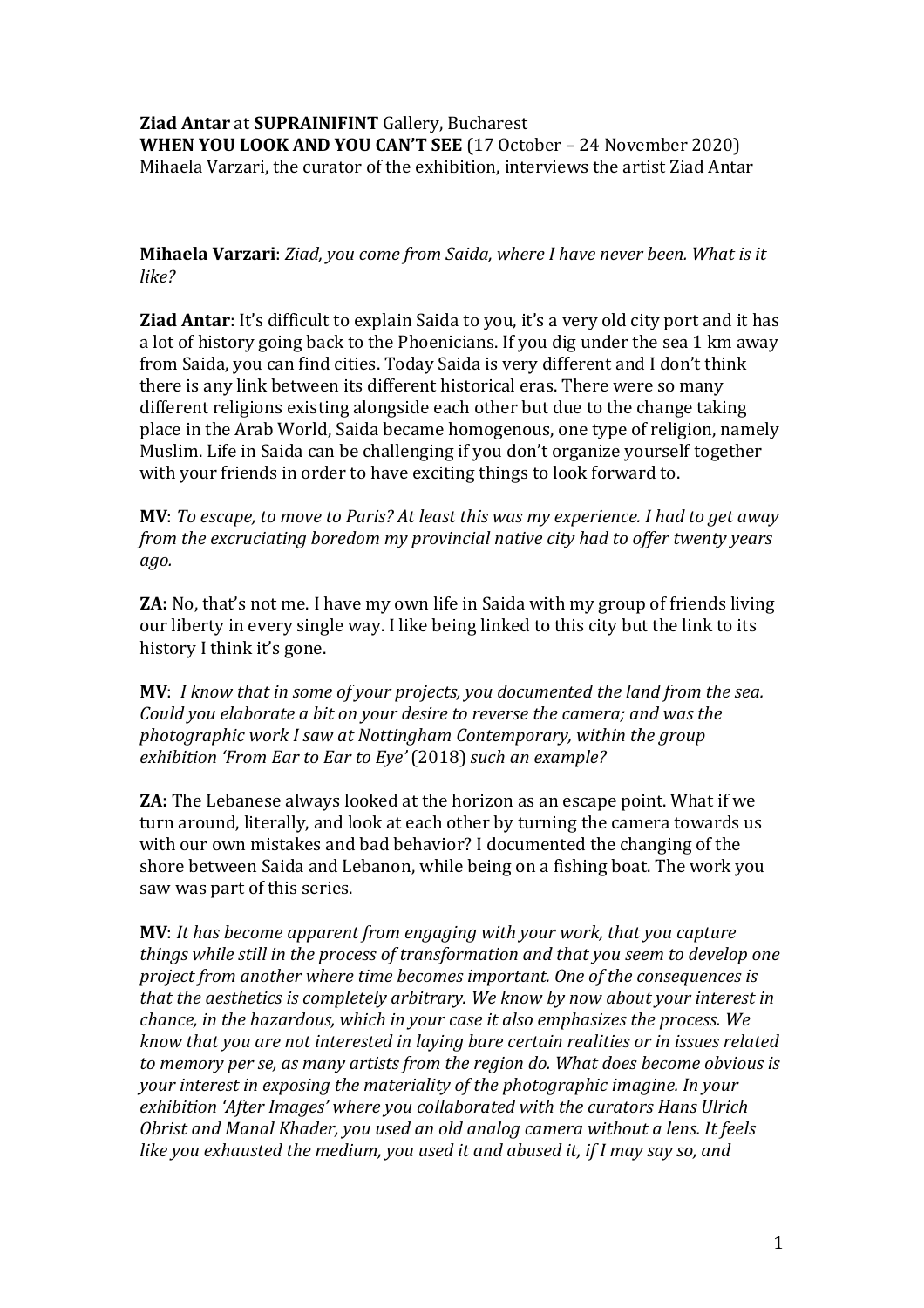**Ziad Antar** at **SUPRAINIFINT** Gallery, Bucharest
**WHEN YOU LOOK AND YOU CAN'T SEE** (17 October – 24 November 2020)
Mihaela Varzari, the curator of the exhibition, interviews the artist Ziad Antar

**Mihaela Varzari**: *Ziad, you come from Saida, where I have never been. What is it like?*

**Ziad Antar**: It's difficult to explain Saida to you, it's a very old city port and it has a lot of history going back to the Phoenicians. If you dig under the sea 1 km away from Saida, you can find cities. Today Saida is very different and I don't think there is any link between its different historical eras. There were so many different religions existing alongside each other but due to the change taking place in the Arab World, Saida became homogenous, one type of religion, namely Muslim. Life in Saida can be challenging if you don't organize yourself together with your friends in order to have exciting things to look forward to.

**MV**: *To escape, to move to Paris? At least this was my experience. I had to get away from the excruciating boredom my provincial native city had to offer twenty years ago.*

**ZA:** No, that's not me. I have my own life in Saida with my group of friends living our liberty in every single way. I like being linked to this city but the link to its history I think it's gone.

**MV**: *I know that in some of your projects, you documented the land from the sea. Could you elaborate a bit on your desire to reverse the camera; and was the photographic work I saw at Nottingham Contemporary, within the group exhibition 'From Ear to Ear to Eye'* (2018) *such an example?*

**ZA:** The Lebanese always looked at the horizon as an escape point. What if we turn around, literally, and look at each other by turning the camera towards us with our own mistakes and bad behavior? I documented the changing of the shore between Saida and Lebanon, while being on a fishing boat. The work you saw was part of this series.

**MV**: *It has become apparent from engaging with your work, that you capture things while still in the process of transformation and that you seem to develop one project from another where time becomes important. One of the consequences is that the aesthetics is completely arbitrary. We know by now about your interest in chance, in the hazardous, which in your case it also emphasizes the process. We know that you are not interested in laying bare certain realities or in issues related to memory per se, as many artists from the region do. What does become obvious is your interest in exposing the materiality of the photographic imagine. In your exhibition 'After Images' where you collaborated with the curators Hans Ulrich Obrist and Manal Khader, you used an old analog camera without a lens. It feels like you exhausted the medium, you used it and abused it, if I may say so, and*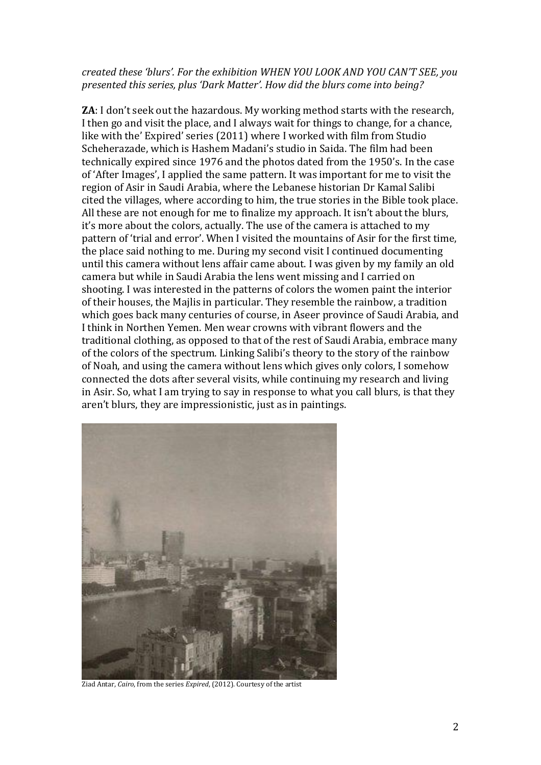*created these 'blurs'. For the exhibition WHEN YOU LOOK AND YOU CAN'T SEE, you presented this series, plus 'Dark Matter'. How did the blurs come into being?*

**ZA**: I don't seek out the hazardous. My working method starts with the research, I then go and visit the place, and I always wait for things to change, for a chance, like with the' Expired' series (2011) where I worked with film from Studio Scheherazade, which is Hashem Madani's studio in Saida. The film had been technically expired since 1976 and the photos dated from the 1950's. In the case of 'After Images', I applied the same pattern. It was important for me to visit the region of Asir in Saudi Arabia, where the Lebanese historian Dr Kamal Salibi cited the villages, where according to him, the true stories in the Bible took place. All these are not enough for me to finalize my approach. It isn't about the blurs, it's more about the colors, actually. The use of the camera is attached to my pattern of 'trial and error'. When I visited the mountains of Asir for the first time, the place said nothing to me. During my second visit I continued documenting until this camera without lens affair came about. I was given by my family an old camera but while in Saudi Arabia the lens went missing and I carried on shooting. I was interested in the patterns of colors the women paint the interior of their houses, the Majlis in particular. They resemble the rainbow, a tradition which goes back many centuries of course, in Aseer province of Saudi Arabia, and I think in Northen Yemen. Men wear crowns with vibrant flowers and the traditional clothing, as opposed to that of the rest of Saudi Arabia, embrace many of the colors of the spectrum. Linking Salibi's theory to the story of the rainbow of Noah, and using the camera without lens which gives only colors, I somehow connected the dots after several visits, while continuing my research and living in Asir. So, what I am trying to say in response to what you call blurs, is that they aren't blurs, they are impressionistic, just as in paintings.

Ziad Antar, *Cairo*, from the series *Expired*, (2012). Courtesy of the artist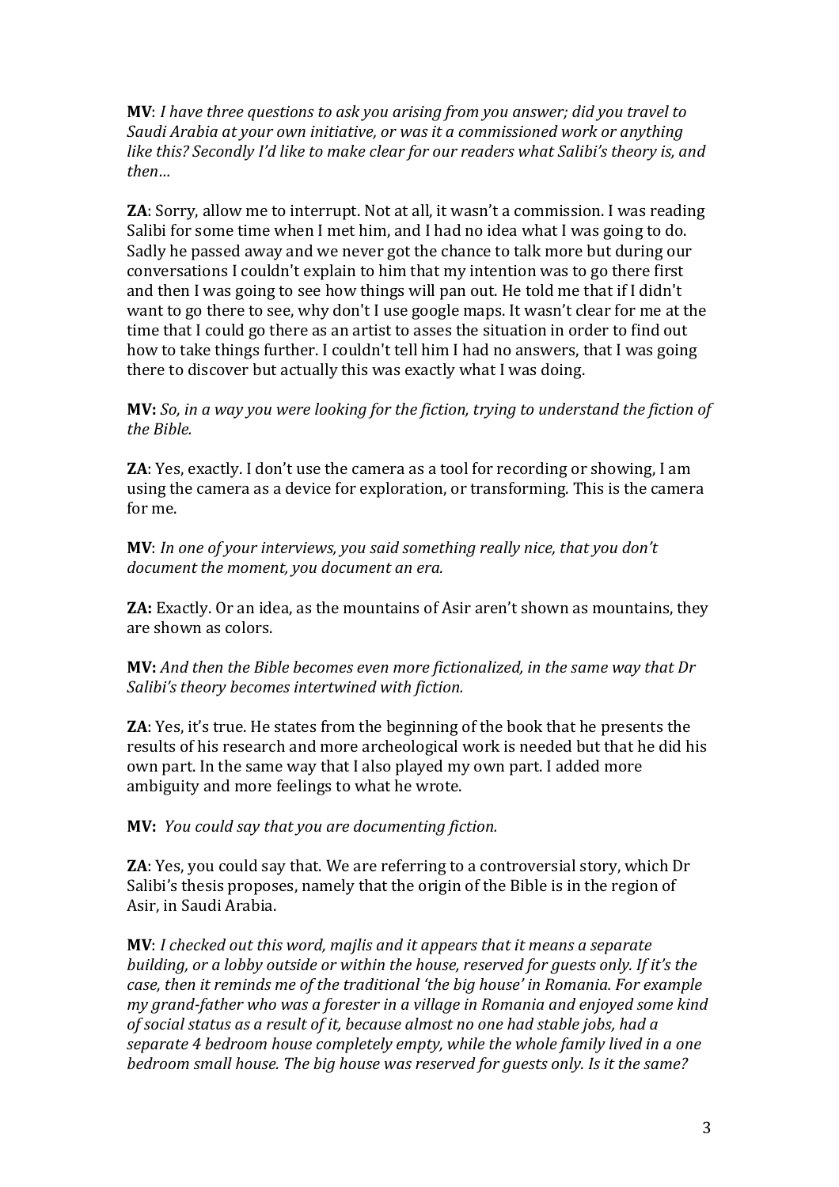**MV**: *I have three questions to ask you arising from you answer; did you travel to Saudi Arabia at your own initiative, or was it a commissioned work or anything like this? Secondly I'd like to make clear for our readers what Salibi's theory is, and then…*

**ZA**: Sorry, allow me to interrupt. Not at all, it wasn't a commission. I was reading Salibi for some time when I met him, and I had no idea what I was going to do. Sadly he passed away and we never got the chance to talk more but during our conversations I couldn't explain to him that my intention was to go there first and then I was going to see how things will pan out. He told me that if I didn't want to go there to see, why don't I use google maps. It wasn't clear for me at the time that I could go there as an artist to asses the situation in order to find out how to take things further. I couldn't tell him I had no answers, that I was going there to discover but actually this was exactly what I was doing.

**MV:** *So, in a way you were looking for the fiction, trying to understand the fiction of the Bible.*

**ZA**: Yes, exactly. I don't use the camera as a tool for recording or showing, I am using the camera as a device for exploration, or transforming. This is the camera for me.

**MV**: *In one of your interviews, you said something really nice, that you don't document the moment, you document an era.*

**ZA:** Exactly. Or an idea, as the mountains of Asir aren't shown as mountains, they are shown as colors.

**MV:** *And then the Bible becomes even more fictionalized, in the same way that Dr Salibi's theory becomes intertwined with fiction.*

**ZA**: Yes, it's true. He states from the beginning of the book that he presents the results of his research and more archeological work is needed but that he did his own part. In the same way that I also played my own part. I added more ambiguity and more feelings to what he wrote.

**MV:** *You could say that you are documenting fiction.*

**ZA**: Yes, you could say that. We are referring to a controversial story, which Dr Salibi's thesis proposes, namely that the origin of the Bible is in the region of Asir, in Saudi Arabia.

**MV**: *I checked out this word, majlis and it appears that it means a separate building, or a lobby outside or within the house, reserved for guests only. If it's the case, then it reminds me of the traditional 'the big house' in Romania. For example my grand-father who was a forester in a village in Romania and enjoyed some kind of social status as a result of it, because almost no one had stable jobs, had a separate 4 bedroom house completely empty, while the whole family lived in a one bedroom small house. The big house was reserved for guests only. Is it the same?*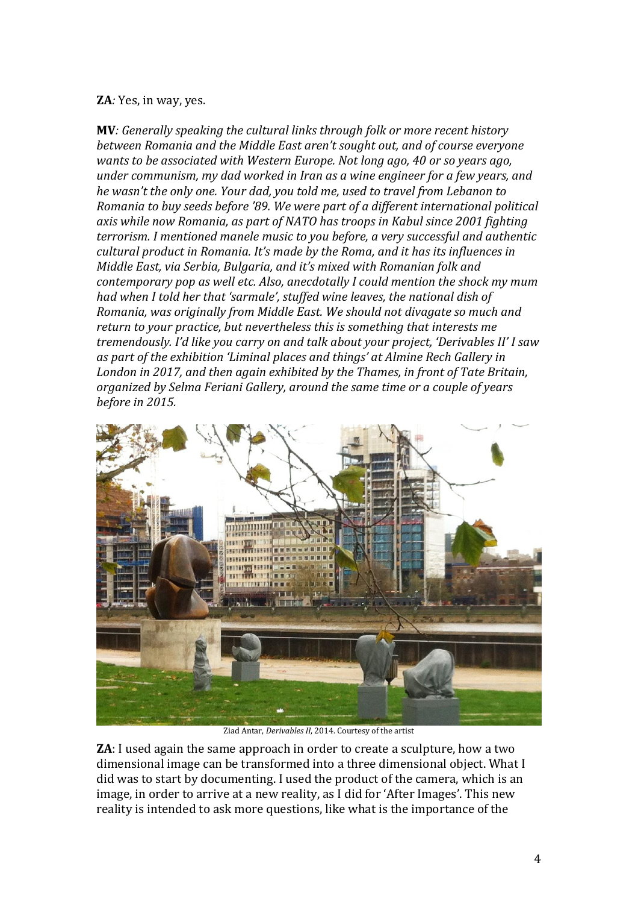**ZA***:* Yes, in way, yes.

**MV***: Generally speaking the cultural links through folk or more recent history between Romania and the Middle East aren't sought out, and of course everyone wants to be associated with Western Europe. Not long ago, 40 or so years ago, under communism, my dad worked in Iran as a wine engineer for a few years, and he wasn't the only one. Your dad, you told me, used to travel from Lebanon to Romania to buy seeds before '89. We were part of a different international political axis while now Romania, as part of NATO has troops in Kabul since 2001 fighting terrorism. I mentioned manele music to you before, a very successful and authentic cultural product in Romania. It's made by the Roma, and it has its influences in Middle East, via Serbia, Bulgaria, and it's mixed with Romanian folk and contemporary pop as well etc. Also, anecdotally I could mention the shock my mum had when I told her that 'sarmale', stuffed wine leaves, the national dish of Romania, was originally from Middle East. We should not divagate so much and return to your practice, but nevertheless this is something that interests me tremendously. I'd like you carry on and talk about your project, 'Derivables II' I saw as part of the exhibition 'Liminal places and things' at Almine Rech Gallery in London in 2017, and then again exhibited by the Thames, in front of Tate Britain, organized by Selma Feriani Gallery, around the same time or a couple of years before in 2015.*

Ziad Antar, *Derivables II*, 2014. Courtesy of the artist

**ZA**: I used again the same approach in order to create a sculpture, how a two dimensional image can be transformed into a three dimensional object. What I did was to start by documenting. I used the product of the camera, which is an image, in order to arrive at a new reality, as I did for 'After Images'. This new reality is intended to ask more questions, like what is the importance of the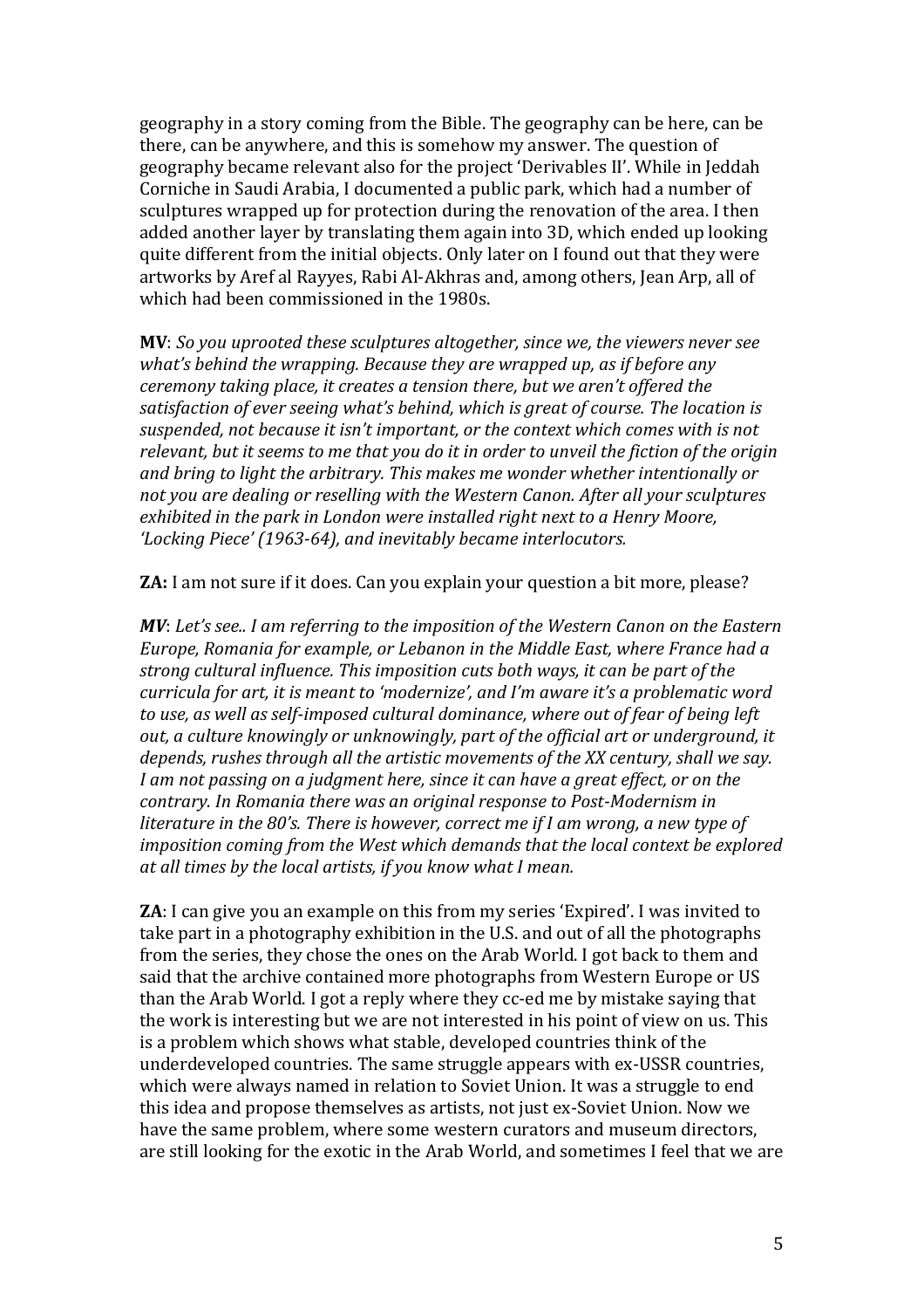geography in a story coming from the Bible. The geography can be here, can be there, can be anywhere, and this is somehow my answer. The question of geography became relevant also for the project 'Derivables II'. While in Jeddah Corniche in Saudi Arabia, I documented a public park, which had a number of sculptures wrapped up for protection during the renovation of the area. I then added another layer by translating them again into 3D, which ended up looking quite different from the initial objects. Only later on I found out that they were artworks by Aref al Rayyes, Rabi Al-Akhras and, among others, Jean Arp, all of which had been commissioned in the 1980s.

**MV**: *So you uprooted these sculptures altogether, since we, the viewers never see what's behind the wrapping. Because they are wrapped up, as if before any ceremony taking place, it creates a tension there, but we aren't offered the satisfaction of ever seeing what's behind, which is great of course. The location is suspended, not because it isn't important, or the context which comes with is not relevant, but it seems to me that you do it in order to unveil the fiction of the origin and bring to light the arbitrary. This makes me wonder whether intentionally or not you are dealing or reselling with the Western Canon. After all your sculptures exhibited in the park in London were installed right next to a Henry Moore, 'Locking Piece' (1963-64), and inevitably became interlocutors.*

**ZA:** I am not sure if it does. Can you explain your question a bit more, please?

***MV***: *Let's see.. I am referring to the imposition of the Western Canon on the Eastern Europe, Romania for example, or Lebanon in the Middle East, where France had a strong cultural influence. This imposition cuts both ways, it can be part of the curricula for art, it is meant to 'modernize', and I'm aware it's a problematic word to use, as well as self-imposed cultural dominance, where out of fear of being left out, a culture knowingly or unknowingly, part of the official art or underground, it depends, rushes through all the artistic movements of the XX century, shall we say. I am not passing on a judgment here, since it can have a great effect, or on the contrary. In Romania there was an original response to Post-Modernism in literature in the 80's. There is however, correct me if I am wrong, a new type of imposition coming from the West which demands that the local context be explored at all times by the local artists, if you know what I mean.*

**ZA**: I can give you an example on this from my series 'Expired'. I was invited to take part in a photography exhibition in the U.S. and out of all the photographs from the series, they chose the ones on the Arab World. I got back to them and said that the archive contained more photographs from Western Europe or US than the Arab World. I got a reply where they cc-ed me by mistake saying that the work is interesting but we are not interested in his point of view on us. This is a problem which shows what stable, developed countries think of the underdeveloped countries. The same struggle appears with ex-USSR countries, which were always named in relation to Soviet Union. It was a struggle to end this idea and propose themselves as artists, not just ex-Soviet Union. Now we have the same problem, where some western curators and museum directors, are still looking for the exotic in the Arab World, and sometimes I feel that we are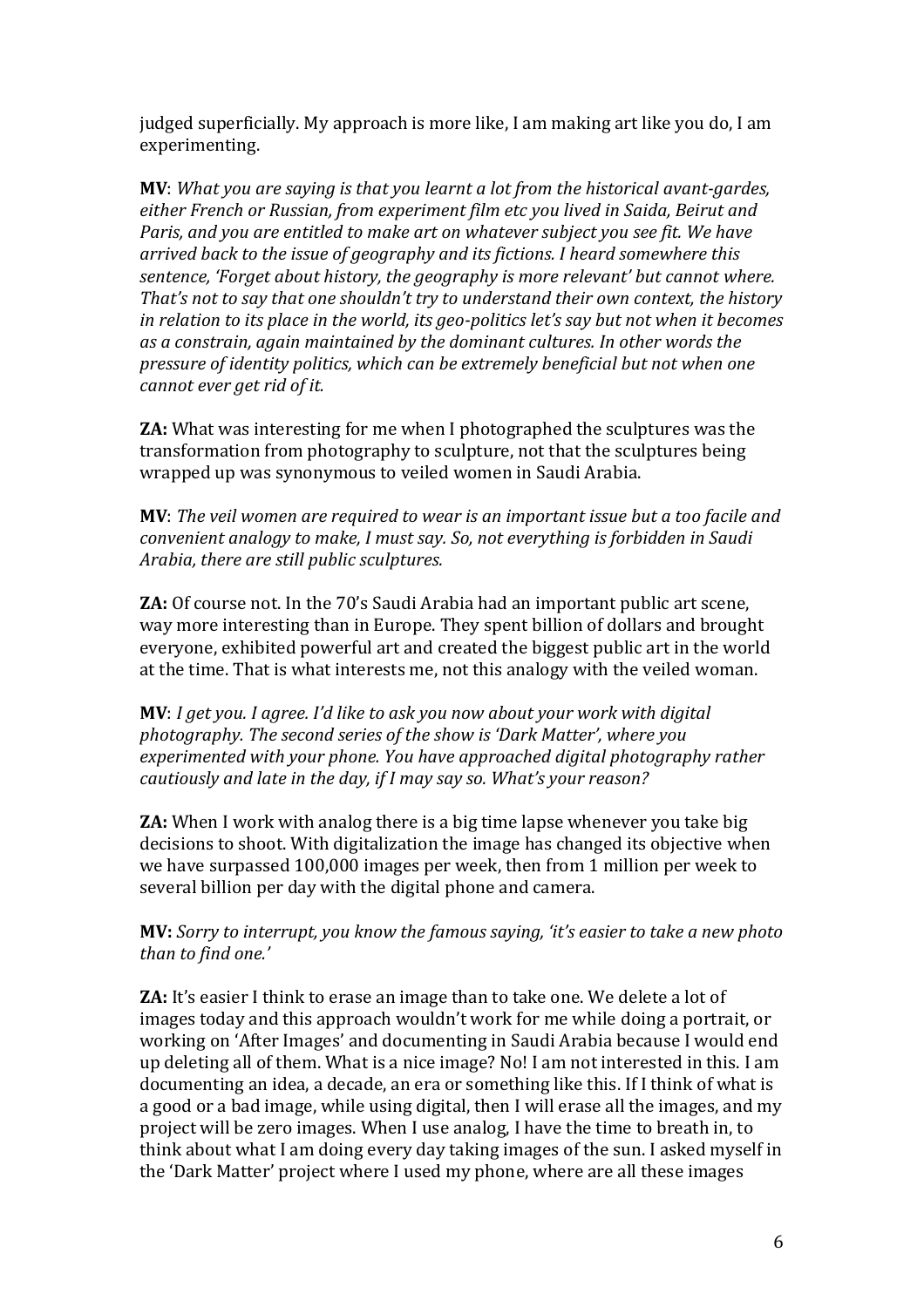judged superficially. My approach is more like, I am making art like you do, I am experimenting.

**MV**: *What you are saying is that you learnt a lot from the historical avant-gardes, either French or Russian, from experiment film etc you lived in Saida, Beirut and Paris, and you are entitled to make art on whatever subject you see fit. We have arrived back to the issue of geography and its fictions. I heard somewhere this sentence, 'Forget about history, the geography is more relevant' but cannot where. That's not to say that one shouldn't try to understand their own context, the history in relation to its place in the world, its geo-politics let's say but not when it becomes as a constrain, again maintained by the dominant cultures. In other words the pressure of identity politics, which can be extremely beneficial but not when one cannot ever get rid of it.*

**ZA:** What was interesting for me when I photographed the sculptures was the transformation from photography to sculpture, not that the sculptures being wrapped up was synonymous to veiled women in Saudi Arabia.

**MV**: *The veil women are required to wear is an important issue but a too facile and convenient analogy to make, I must say. So, not everything is forbidden in Saudi Arabia, there are still public sculptures.*

**ZA:** Of course not. In the 70's Saudi Arabia had an important public art scene, way more interesting than in Europe. They spent billion of dollars and brought everyone, exhibited powerful art and created the biggest public art in the world at the time. That is what interests me, not this analogy with the veiled woman.

**MV**: *I get you. I agree. I'd like to ask you now about your work with digital photography. The second series of the show is 'Dark Matter', where you experimented with your phone. You have approached digital photography rather cautiously and late in the day, if I may say so. What's your reason?*

**ZA:** When I work with analog there is a big time lapse whenever you take big decisions to shoot. With digitalization the image has changed its objective when we have surpassed 100,000 images per week, then from 1 million per week to several billion per day with the digital phone and camera.

**MV:** *Sorry to interrupt, you know the famous saying, 'it's easier to take a new photo than to find one.'*

**ZA:** It's easier I think to erase an image than to take one. We delete a lot of images today and this approach wouldn't work for me while doing a portrait, or working on 'After Images' and documenting in Saudi Arabia because I would end up deleting all of them. What is a nice image? No! I am not interested in this. I am documenting an idea, a decade, an era or something like this. If I think of what is a good or a bad image, while using digital, then I will erase all the images, and my project will be zero images. When I use analog, I have the time to breath in, to think about what I am doing every day taking images of the sun. I asked myself in the 'Dark Matter' project where I used my phone, where are all these images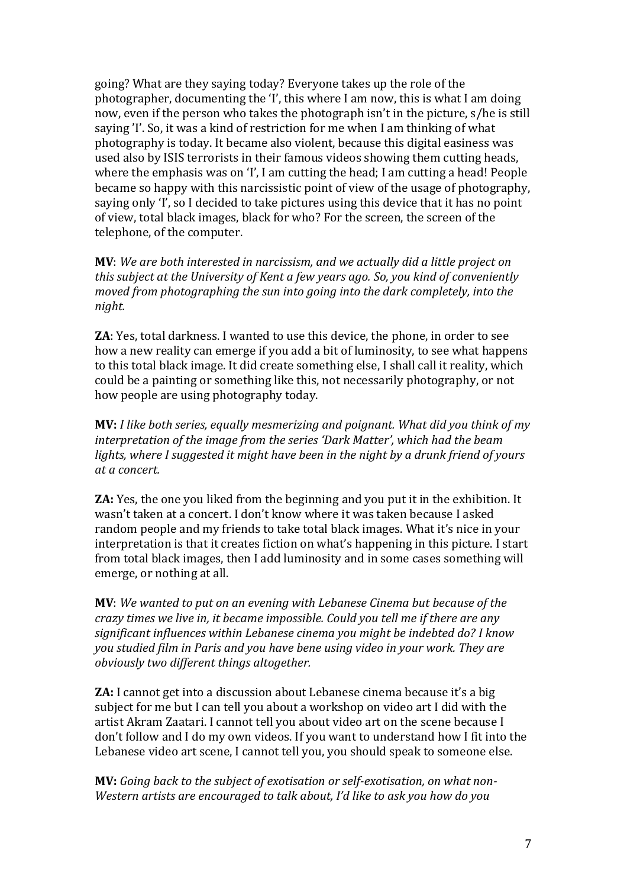going? What are they saying today? Everyone takes up the role of the photographer, documenting the 'I', this where I am now, this is what I am doing now, even if the person who takes the photograph isn't in the picture, s/he is still saying 'I'. So, it was a kind of restriction for me when I am thinking of what photography is today. It became also violent, because this digital easiness was used also by ISIS terrorists in their famous videos showing them cutting heads, where the emphasis was on 'I', I am cutting the head; I am cutting a head! People became so happy with this narcissistic point of view of the usage of photography, saying only 'I', so I decided to take pictures using this device that it has no point of view, total black images, black for who? For the screen, the screen of the telephone, of the computer.

**MV**: *We are both interested in narcissism, and we actually did a little project on this subject at the University of Kent a few years ago. So, you kind of conveniently moved from photographing the sun into going into the dark completely, into the night.*

**ZA**: Yes, total darkness. I wanted to use this device, the phone, in order to see how a new reality can emerge if you add a bit of luminosity, to see what happens to this total black image. It did create something else, I shall call it reality, which could be a painting or something like this, not necessarily photography, or not how people are using photography today.

**MV:** *I like both series, equally mesmerizing and poignant. What did you think of my interpretation of the image from the series 'Dark Matter', which had the beam lights, where I suggested it might have been in the night by a drunk friend of yours at a concert.*

**ZA:** Yes, the one you liked from the beginning and you put it in the exhibition. It wasn't taken at a concert. I don't know where it was taken because I asked random people and my friends to take total black images. What it's nice in your interpretation is that it creates fiction on what's happening in this picture. I start from total black images, then I add luminosity and in some cases something will emerge, or nothing at all.

**MV**: *We wanted to put on an evening with Lebanese Cinema but because of the crazy times we live in, it became impossible. Could you tell me if there are any significant influences within Lebanese cinema you might be indebted do? I know you studied film in Paris and you have bene using video in your work. They are obviously two different things altogether.*

**ZA:** I cannot get into a discussion about Lebanese cinema because it's a big subject for me but I can tell you about a workshop on video art I did with the artist Akram Zaatari. I cannot tell you about video art on the scene because I don't follow and I do my own videos. If you want to understand how I fit into the Lebanese video art scene, I cannot tell you, you should speak to someone else.

**MV:** *Going back to the subject of exotisation or self-exotisation, on what non-Western artists are encouraged to talk about, I'd like to ask you how do you*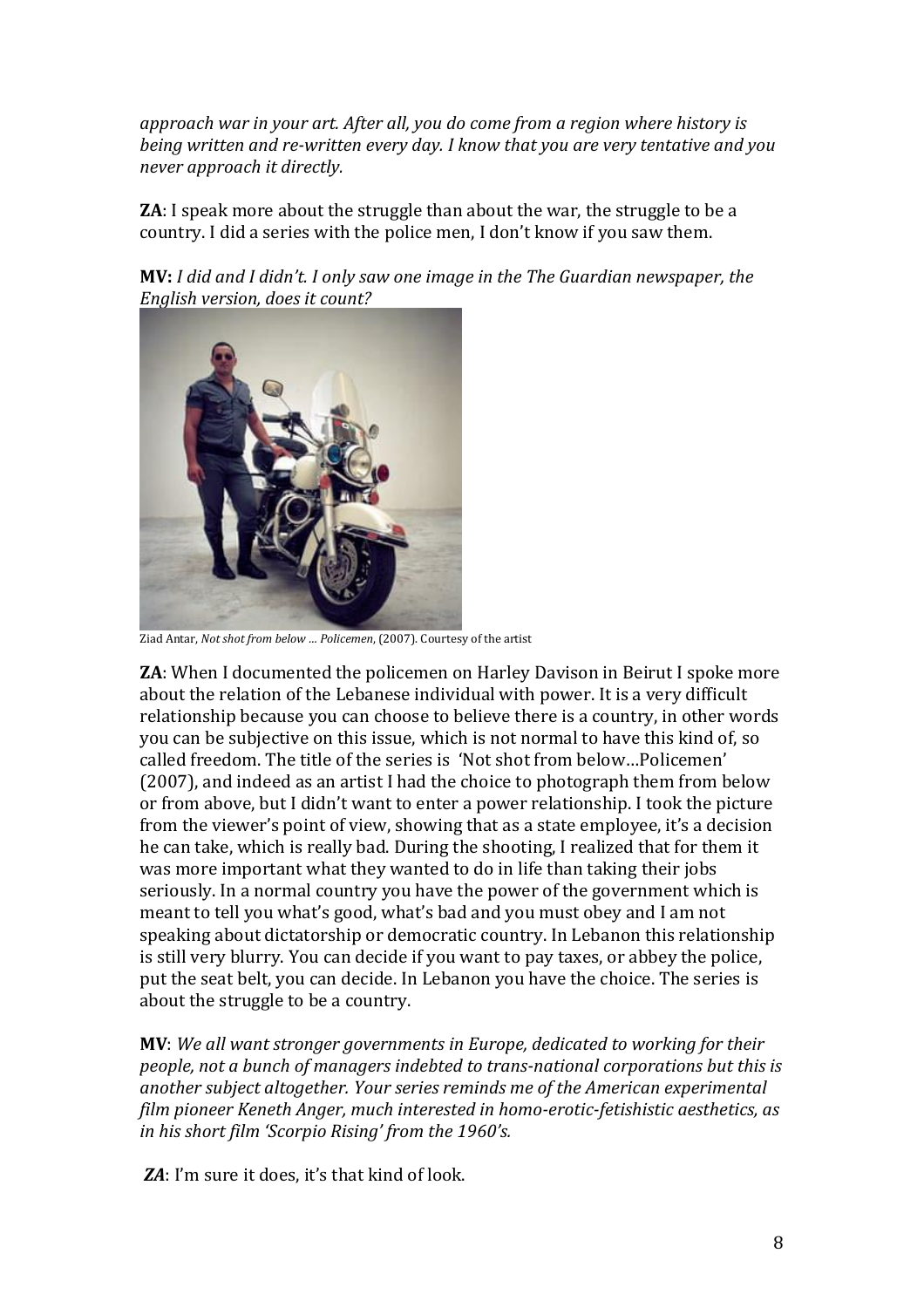*approach war in your art. After all, you do come from a region where history is being written and re-written every day. I know that you are very tentative and you never approach it directly.*

**ZA**: I speak more about the struggle than about the war, the struggle to be a country. I did a series with the police men, I don't know if you saw them.

**MV:** *I did and I didn't. I only saw one image in the The Guardian newspaper, the English version, does it count?*

Ziad Antar, *Not shot from below … Policemen*, (2007). Courtesy of the artist

**ZA**: When I documented the policemen on Harley Davison in Beirut I spoke more about the relation of the Lebanese individual with power. It is a very difficult relationship because you can choose to believe there is a country, in other words you can be subjective on this issue, which is not normal to have this kind of, so called freedom. The title of the series is 'Not shot from below…Policemen' (2007), and indeed as an artist I had the choice to photograph them from below or from above, but I didn't want to enter a power relationship. I took the picture from the viewer's point of view, showing that as a state employee, it's a decision he can take, which is really bad. During the shooting, I realized that for them it was more important what they wanted to do in life than taking their jobs seriously. In a normal country you have the power of the government which is meant to tell you what's good, what's bad and you must obey and I am not speaking about dictatorship or democratic country. In Lebanon this relationship is still very blurry. You can decide if you want to pay taxes, or abbey the police, put the seat belt, you can decide. In Lebanon you have the choice. The series is about the struggle to be a country.

**MV**: *We all want stronger governments in Europe, dedicated to working for their people, not a bunch of managers indebted to trans-national corporations but this is another subject altogether. Your series reminds me of the American experimental film pioneer Keneth Anger, much interested in homo-erotic-fetishistic aesthetics, as in his short film 'Scorpio Rising' from the 1960's.*

***ZA***: I'm sure it does, it's that kind of look.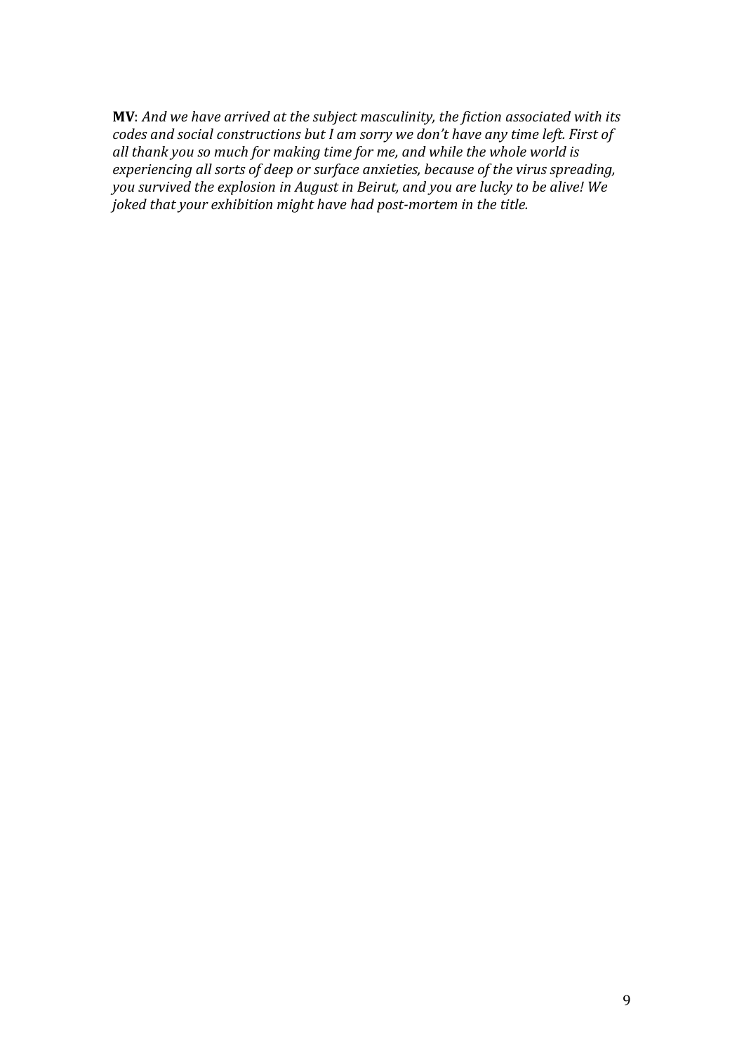**MV**: *And we have arrived at the subject masculinity, the fiction associated with its codes and social constructions but I am sorry we don't have any time left. First of all thank you so much for making time for me, and while the whole world is experiencing all sorts of deep or surface anxieties, because of the virus spreading, you survived the explosion in August in Beirut, and you are lucky to be alive! We joked that your exhibition might have had post-mortem in the title.*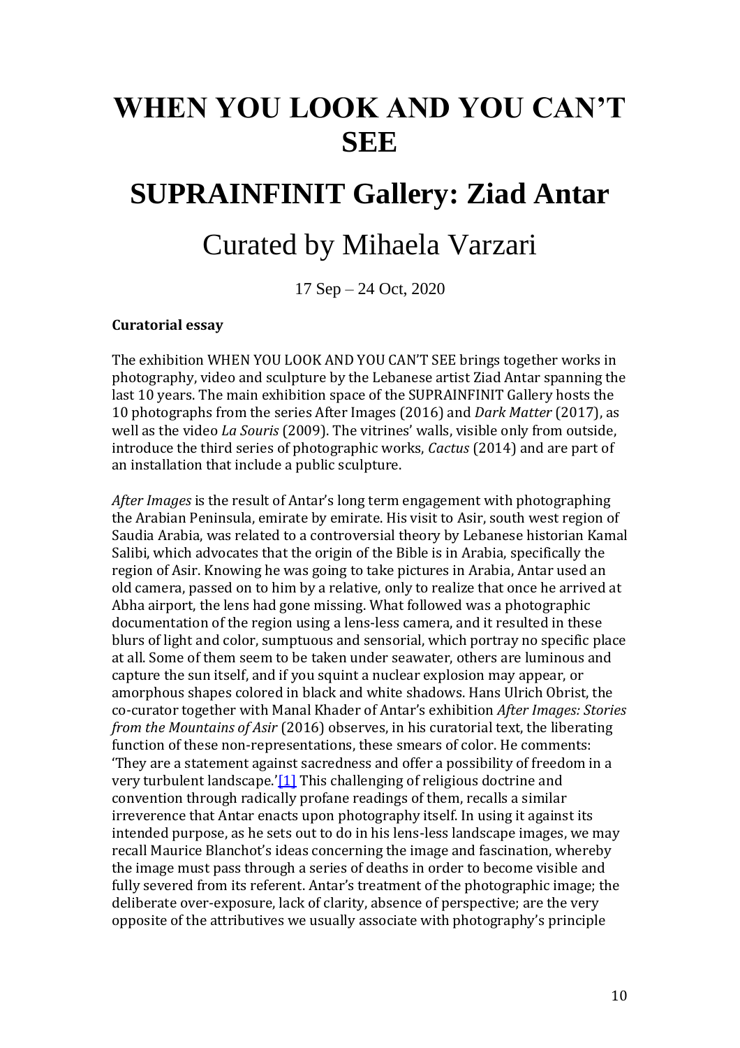# WHEN YOU LOOK AND YOU CAN'T SEE

# SUPRAINFINIT Gallery: Ziad Antar

## Curated by Mihaela Varzari

17 Sep – 24 Oct, 2020

**Curatorial essay**

The exhibition WHEN YOU LOOK AND YOU CAN'T SEE brings together works in photography, video and sculpture by the Lebanese artist Ziad Antar spanning the last 10 years. The main exhibition space of the SUPRAINFINIT Gallery hosts the 10 photographs from the series After Images (2016) and *Dark Matter* (2017), as well as the video *La Souris* (2009). The vitrines' walls, visible only from outside, introduce the third series of photographic works, *Cactus* (2014) and are part of an installation that include a public sculpture.

*After Images* is the result of Antar's long term engagement with photographing the Arabian Peninsula, emirate by emirate. His visit to Asir, south west region of Saudia Arabia, was related to a controversial theory by Lebanese historian Kamal Salibi, which advocates that the origin of the Bible is in Arabia, specifically the region of Asir. Knowing he was going to take pictures in Arabia, Antar used an old camera, passed on to him by a relative, only to realize that once he arrived at Abha airport, the lens had gone missing. What followed was a photographic documentation of the region using a lens-less camera, and it resulted in these blurs of light and color, sumptuous and sensorial, which portray no specific place at all. Some of them seem to be taken under seawater, others are luminous and capture the sun itself, and if you squint a nuclear explosion may appear, or amorphous shapes colored in black and white shadows. Hans Ulrich Obrist, the co-curator together with Manal Khader of Antar's exhibition *After Images: Stories from the Mountains of Asir* (2016) observes, in his curatorial text, the liberating function of these non-representations, these smears of color. He comments: 'They are a statement against sacredness and offer a possibility of freedom in a very turbulent landscape.'[1] This challenging of religious doctrine and convention through radically profane readings of them, recalls a similar irreverence that Antar enacts upon photography itself. In using it against its intended purpose, as he sets out to do in his lens-less landscape images, we may recall Maurice Blanchot's ideas concerning the image and fascination, whereby the image must pass through a series of deaths in order to become visible and fully severed from its referent. Antar's treatment of the photographic image; the deliberate over-exposure, lack of clarity, absence of perspective; are the very opposite of the attributives we usually associate with photography's principle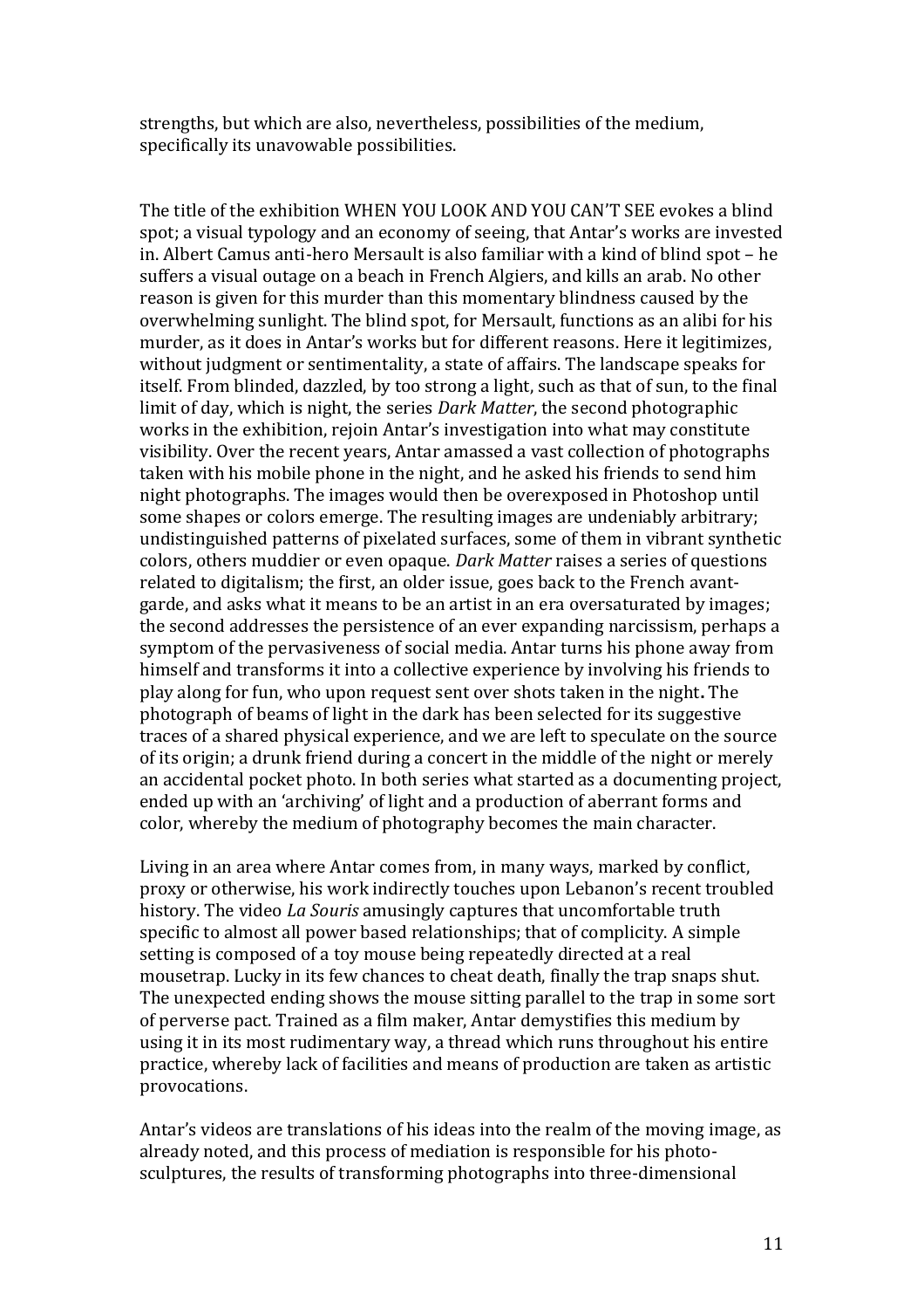strengths, but which are also, nevertheless, possibilities of the medium, specifically its unavowable possibilities.

The title of the exhibition WHEN YOU LOOK AND YOU CAN'T SEE evokes a blind spot; a visual typology and an economy of seeing, that Antar's works are invested in. Albert Camus anti-hero Mersault is also familiar with a kind of blind spot – he suffers a visual outage on a beach in French Algiers, and kills an arab. No other reason is given for this murder than this momentary blindness caused by the overwhelming sunlight. The blind spot, for Mersault, functions as an alibi for his murder, as it does in Antar's works but for different reasons. Here it legitimizes, without judgment or sentimentality, a state of affairs. The landscape speaks for itself. From blinded, dazzled, by too strong a light, such as that of sun, to the final limit of day, which is night, the series *Dark Matter*, the second photographic works in the exhibition, rejoin Antar's investigation into what may constitute visibility. Over the recent years, Antar amassed a vast collection of photographs taken with his mobile phone in the night, and he asked his friends to send him night photographs. The images would then be overexposed in Photoshop until some shapes or colors emerge. The resulting images are undeniably arbitrary; undistinguished patterns of pixelated surfaces, some of them in vibrant synthetic colors, others muddier or even opaque. *Dark Matter* raises a series of questions related to digitalism; the first, an older issue, goes back to the French avant-garde, and asks what it means to be an artist in an era oversaturated by images; the second addresses the persistence of an ever expanding narcissism, perhaps a symptom of the pervasiveness of social media. Antar turns his phone away from himself and transforms it into a collective experience by involving his friends to play along for fun, who upon request sent over shots taken in the night**.** The photograph of beams of light in the dark has been selected for its suggestive traces of a shared physical experience, and we are left to speculate on the source of its origin; a drunk friend during a concert in the middle of the night or merely an accidental pocket photo. In both series what started as a documenting project, ended up with an 'archiving' of light and a production of aberrant forms and color, whereby the medium of photography becomes the main character.

Living in an area where Antar comes from, in many ways, marked by conflict, proxy or otherwise, his work indirectly touches upon Lebanon's recent troubled history. The video *La Souris* amusingly captures that uncomfortable truth specific to almost all power based relationships; that of complicity. A simple setting is composed of a toy mouse being repeatedly directed at a real mousetrap. Lucky in its few chances to cheat death, finally the trap snaps shut. The unexpected ending shows the mouse sitting parallel to the trap in some sort of perverse pact. Trained as a film maker, Antar demystifies this medium by using it in its most rudimentary way, a thread which runs throughout his entire practice, whereby lack of facilities and means of production are taken as artistic provocations.

Antar's videos are translations of his ideas into the realm of the moving image, as already noted, and this process of mediation is responsible for his photo-sculptures, the results of transforming photographs into three-dimensional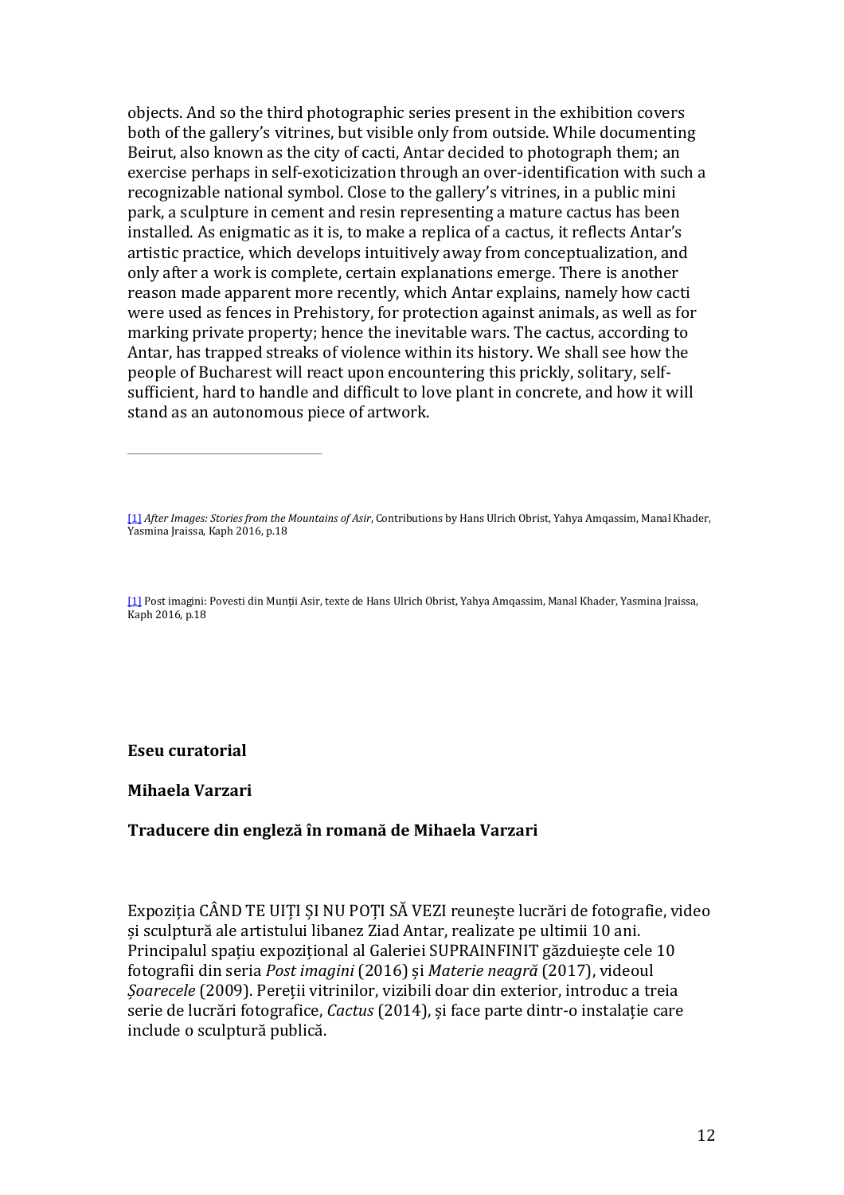objects. And so the third photographic series present in the exhibition covers both of the gallery's vitrines, but visible only from outside. While documenting Beirut, also known as the city of cacti, Antar decided to photograph them; an exercise perhaps in self-exoticization through an over-identification with such a recognizable national symbol. Close to the gallery's vitrines, in a public mini park, a sculpture in cement and resin representing a mature cactus has been installed. As enigmatic as it is, to make a replica of a cactus, it reflects Antar's artistic practice, which develops intuitively away from conceptualization, and only after a work is complete, certain explanations emerge. There is another reason made apparent more recently, which Antar explains, namely how cacti were used as fences in Prehistory, for protection against animals, as well as for marking private property; hence the inevitable wars. The cactus, according to Antar, has trapped streaks of violence within its history. We shall see how the people of Bucharest will react upon encountering this prickly, solitary, self-sufficient, hard to handle and difficult to love plant in concrete, and how it will stand as an autonomous piece of artwork.

---

[1] *After Images: Stories from the Mountains of Asir*, Contributions by Hans Ulrich Obrist, Yahya Amqassim, Manal Khader, Yasmina Jraissa, Kaph 2016, p.18

[1] Post imagini: Povesti din Munții Asir, texte de Hans Ulrich Obrist, Yahya Amqassim, Manal Khader, Yasmina Jraissa, Kaph 2016, p.18

**Eseu curatorial**

**Mihaela Varzari**

**Traducere din engleză în romană de Mihaela Varzari**

Expoziția CÂND TE UIȚI ȘI NU POȚI SĂ VEZI reunește lucrări de fotografie, video și sculptură ale artistului libanez Ziad Antar, realizate pe ultimii 10 ani. Principalul spațiu expozițional al Galeriei SUPRAINFINIT găzduiește cele 10 fotografii din seria *Post imagini* (2016) și *Materie neagră* (2017), videoul *Șoarecele* (2009). Pereții vitrinilor, vizibili doar din exterior, introduc a treia serie de lucrări fotografice, *Cactus* (2014), și face parte dintr-o instalație care include o sculptură publică.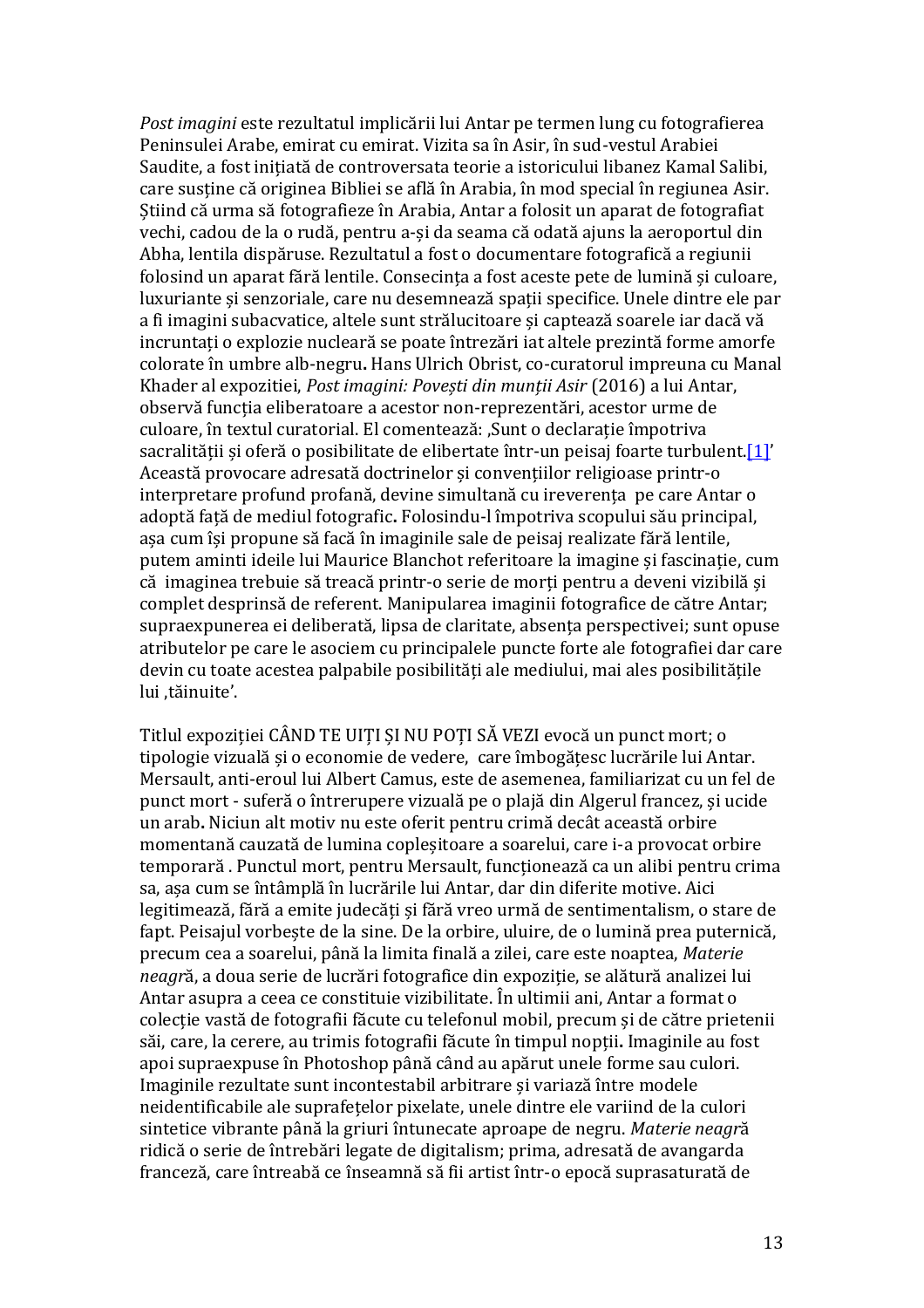*Post imagini* este rezultatul implicării lui Antar pe termen lung cu fotografierea Peninsulei Arabe, emirat cu emirat. Vizita sa în Asir, în sud-vestul Arabiei Saudite, a fost inițiată de controversata teorie a istoricului libanez Kamal Salibi, care susține că originea Bibliei se află în Arabia, în mod special în regiunea Asir. Știind că urma să fotografieze în Arabia, Antar a folosit un aparat de fotografiat vechi, cadou de la o rudă, pentru a-și da seama că odată ajuns la aeroportul din Abha, lentila dispăruse. Rezultatul a fost o documentare fotografică a regiunii folosind un aparat fără lentile. Consecința a fost aceste pete de lumină și culoare, luxuriante și senzoriale, care nu desemnează spații specifice. Unele dintre ele par a fi imagini subacvatice, altele sunt strălucitoare și captează soarele iar dacă vă incruntați o explozie nucleară se poate întrezări iat altele prezintă forme amorfe colorate în umbre alb-negru**.** Hans Ulrich Obrist, co-curatorul impreuna cu Manal Khader al expozitiei, *Post imagini: Povești din munții Asir* (2016) a lui Antar, observă funcția eliberatoare a acestor non-reprezentări, acestor urme de culoare, în textul curatorial. El comentează: ‚Sunt o declarație împotriva sacralității și oferă o posibilitate de elibertate într-un peisaj foarte turbulent.[1]' Această provocare adresată doctrinelor și convențiilor religioase printr-o interpretare profund profană, devine simultană cu ireverența pe care Antar o adoptă față de mediul fotografic**.** Folosindu-l împotriva scopului său principal, așa cum își propune să facă în imaginile sale de peisaj realizate fără lentile, putem aminti ideile lui Maurice Blanchot referitoare la imagine și fascinație, cum că imaginea trebuie să treacă printr-o serie de morți pentru a deveni vizibilă și complet desprinsă de referent. Manipularea imaginii fotografice de către Antar; supraexpunerea ei deliberată, lipsa de claritate, absența perspectivei; sunt opuse atributelor pe care le asociem cu principalele puncte forte ale fotografiei dar care devin cu toate acestea palpabile posibilități ale mediului, mai ales posibilitățile lui ‚tăinuite'.

Titlul expoziției CÂND TE UIȚI ȘI NU POȚI SĂ VEZI evocă un punct mort; o tipologie vizuală și o economie de vedere, care îmbogătesc lucrările lui Antar. Mersault, anti-eroul lui Albert Camus, este de asemenea, familiarizat cu un fel de punct mort - suferă o întrerupere vizuală pe o plajă din Algerul francez, și ucide un arab**.** Niciun alt motiv nu este oferit pentru crimă decât această orbire momentană cauzată de lumina copleșitoare a soarelui, care i-a provocat orbire temporară . Punctul mort, pentru Mersault, funcționează ca un alibi pentru crima sa, așa cum se întâmplă în lucrările lui Antar, dar din diferite motive. Aici legitimează, fără a emite judecăți și fără vreo urmă de sentimentalism, o stare de fapt. Peisajul vorbește de la sine. De la orbire, uluire, de o lumină prea puternică, precum cea a soarelui, până la limita finală a zilei, care este noaptea, *Materie neagr*ă, a doua serie de lucrări fotografice din expoziție, se alătură analizei lui Antar asupra a ceea ce constituie vizibilitate. În ultimii ani, Antar a format o colecție vastă de fotografii făcute cu telefonul mobil, precum și de către prietenii săi, care, la cerere, au trimis fotografii făcute în timpul nopții**.** Imaginile au fost apoi supraexpuse în Photoshop până când au apărut unele forme sau culori. Imaginile rezultate sunt incontestabil arbitrare și variază între modele neidentificabile ale suprafețelor pixelate, unele dintre ele variind de la culori sintetice vibrante până la griuri întunecate aproape de negru. *Materie neagr*ă ridică o serie de întrebări legate de digitalism; prima, adresată de avangarda franceză, care întreabă ce înseamnă să fii artist într-o epocă suprasaturată de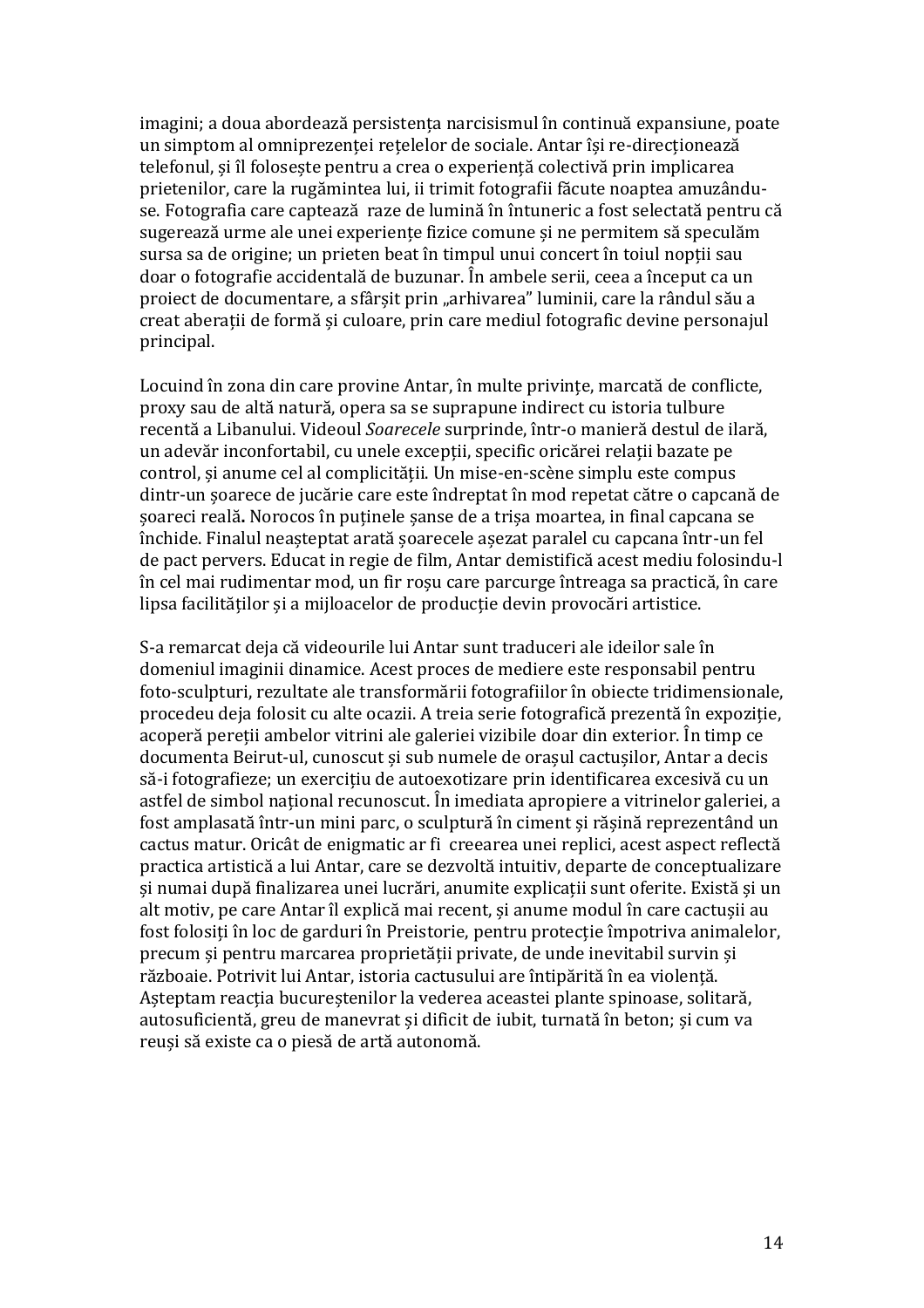imagini; a doua abordează persistența narcisismul în continuă expansiune, poate un simptom al omniprezenței rețelelor de sociale. Antar își re-direcționează telefonul, și îl folosește pentru a crea o experiență colectivă prin implicarea prietenilor, care la rugămintea lui, ii trimit fotografii făcute noaptea amuzându-se. Fotografia care captează raze de lumină în întuneric a fost selectată pentru că sugerează urme ale unei experiențe fizice comune și ne permitem să speculăm sursa sa de origine; un prieten beat în timpul unui concert în toiul nopții sau doar o fotografie accidentală de buzunar. În ambele serii, ceea a început ca un proiect de documentare, a sfârșit prin „arhivarea" luminii, care la rândul său a creat aberații de formă și culoare, prin care mediul fotografic devine personajul principal.

Locuind în zona din care provine Antar, în multe privințe, marcată de conflicte, proxy sau de altă natură, opera sa se suprapune indirect cu istoria tulbure recentă a Libanului. Videoul *Soarecele* surprinde, într-o manieră destul de ilară, un adevăr inconfortabil, cu unele excepții, specific oricărei relații bazate pe control, și anume cel al complicității. Un mise-en-scène simplu este compus dintr-un șoarece de jucărie care este îndreptat în mod repetat către o capcană de șoareci reală**.** Norocos în puținele șanse de a trișa moartea, in final capcana se închide. Finalul neașteptat arată șoarecele așezat paralel cu capcana într-un fel de pact pervers. Educat in regie de film, Antar demistifică acest mediu folosindu-l în cel mai rudimentar mod, un fir roșu care parcurge întreaga sa practică, în care lipsa facilităților și a mijloacelor de producție devin provocări artistice.

S-a remarcat deja că videourile lui Antar sunt traduceri ale ideilor sale în domeniul imaginii dinamice. Acest proces de mediere este responsabil pentru foto-sculpturi, rezultate ale transformării fotografiilor în obiecte tridimensionale, procedeu deja folosit cu alte ocazii. A treia serie fotografică prezentă în expoziție, acoperă pereții ambelor vitrini ale galeriei vizibile doar din exterior. În timp ce documenta Beirut-ul, cunoscut și sub numele de orașul cactușilor, Antar a decis să-i fotografieze; un exercițiu de autoexotizare prin identificarea excesivă cu un astfel de simbol național recunoscut. În imediata apropiere a vitrinelor galeriei, a fost amplasată într-un mini parc, o sculptură în ciment și rășină reprezentând un cactus matur. Oricât de enigmatic ar fi creearea unei replici, acest aspect reflectă practica artistică a lui Antar, care se dezvoltă intuitiv, departe de conceptualizare și numai după finalizarea unei lucrări, anumite explicații sunt oferite. Există și un alt motiv, pe care Antar îl explică mai recent, și anume modul în care cactușii au fost folosiți în loc de garduri în Preistorie, pentru protecție împotriva animalelor, precum și pentru marcarea proprietății private, de unde inevitabil survin și războaie. Potrivit lui Antar, istoria cactusului are întipărită în ea violență. Așteptam reacția bucureștenilor la vederea aceastei plante spinoase, solitară, autosuficientă, greu de manevrat și dificil de iubit, turnată în beton; și cum va reuși să existe ca o piesă de artă autonomă.